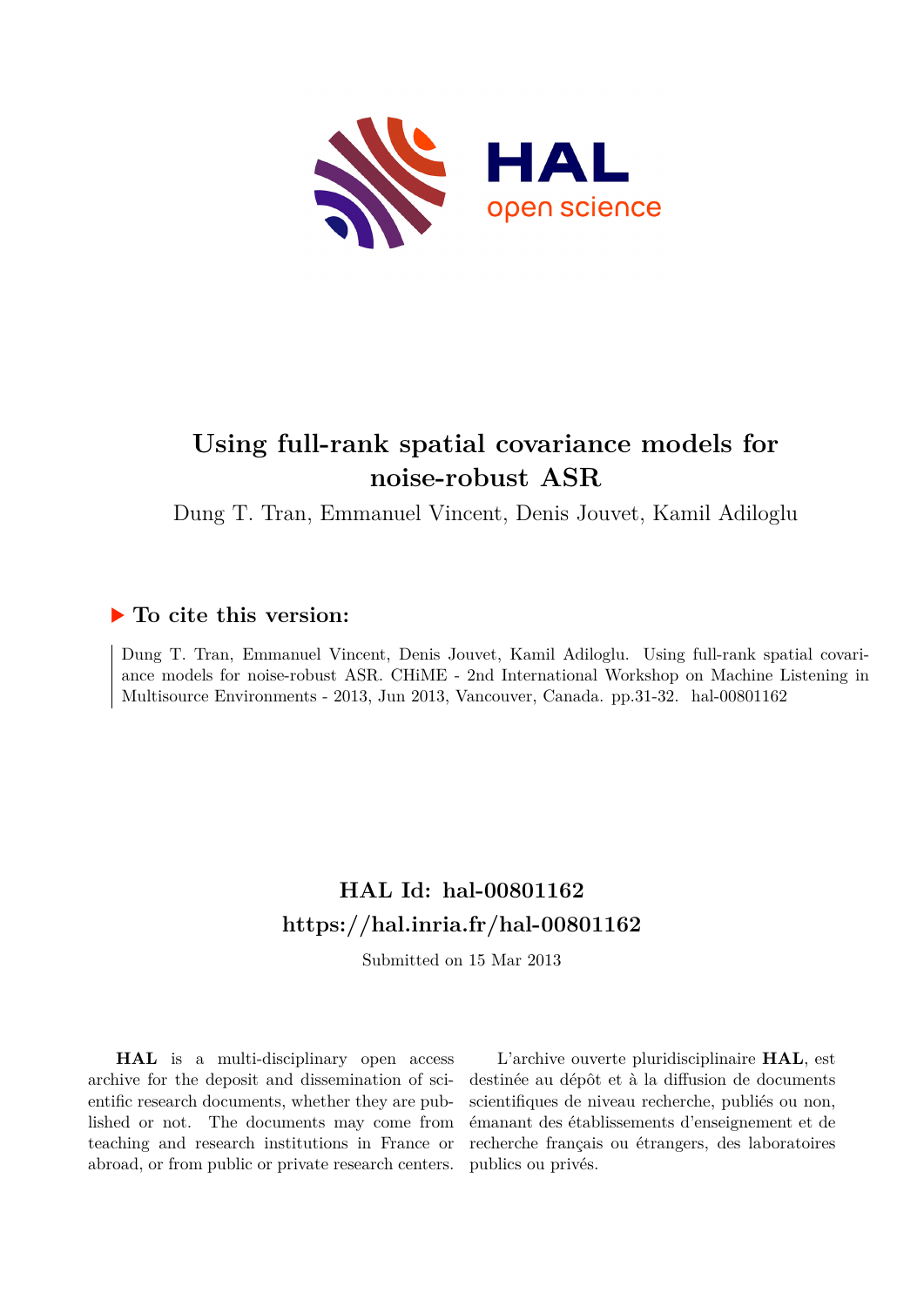# Using full-rank spatial covariance models for noise-robust ASR

Dung T. Tran, Emmanuel Vincent, Denis Jouvet, Kamil Adiloglu

## ▶ To cite this version:

Dung T. Tran, Emmanuel Vincent, Denis Jouvet, Kamil Adiloglu. Using full-rank spatial covariance models for noise-robust ASR. CHiME - 2nd International Workshop on Machine Listening in Multisource Environments - 2013, Jun 2013, Vancouver, Canada. pp.31-32. hal-00801162

## HAL Id: hal-00801162
## https://hal.inria.fr/hal-00801162

Submitted on 15 Mar 2013

**HAL** is a multi-disciplinary open access archive for the deposit and dissemination of scientific research documents, whether they are published or not. The documents may come from teaching and research institutions in France or abroad, or from public or private research centers.

L'archive ouverte pluridisciplinaire **HAL**, est destinée au dépôt et à la diffusion de documents scientifiques de niveau recherche, publiés ou non, émanant des établissements d'enseignement et de recherche français ou étrangers, des laboratoires publics ou privés.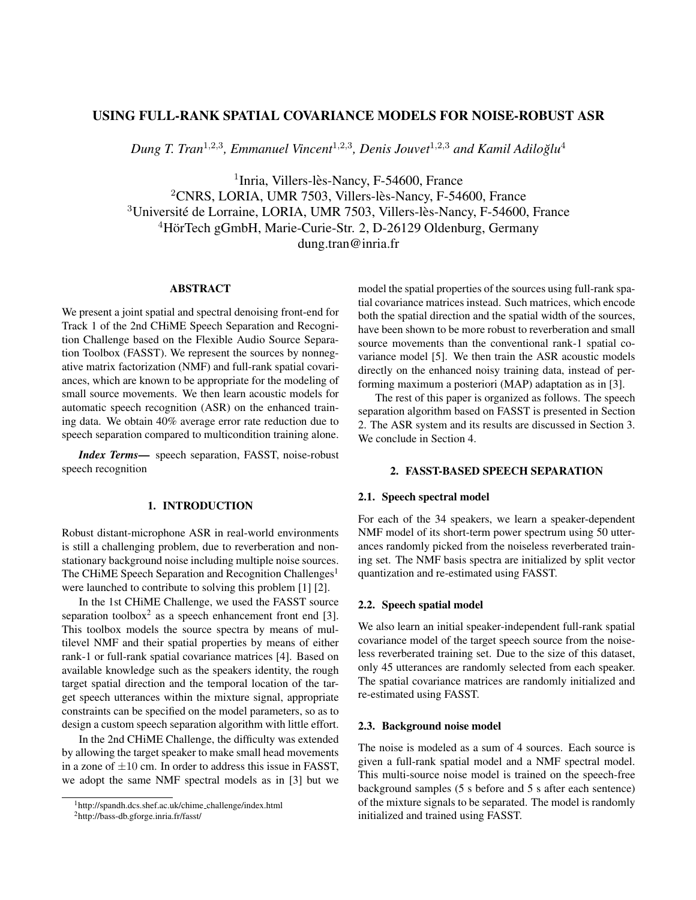# USING FULL-RANK SPATIAL COVARIANCE MODELS FOR NOISE-ROBUST ASR

*Dung T. Tran*[1,2,3], *Emmanuel Vincent*[1,2,3], *Denis Jouvet*[1,2,3] *and Kamil Adiloğlu*[4]

[1]Inria, Villers-lès-Nancy, F-54600, France
[2]CNRS, LORIA, UMR 7503, Villers-lès-Nancy, F-54600, France
[3]Université de Lorraine, LORIA, UMR 7503, Villers-lès-Nancy, F-54600, France
[4]HörTech gGmbH, Marie-Curie-Str. 2, D-26129 Oldenburg, Germany
dung.tran@inria.fr

## ABSTRACT

We present a joint spatial and spectral denoising front-end for Track 1 of the 2nd CHiME Speech Separation and Recognition Challenge based on the Flexible Audio Source Separation Toolbox (FASST). We represent the sources by nonnegative matrix factorization (NMF) and full-rank spatial covariances, which are known to be appropriate for the modeling of small source movements. We then learn acoustic models for automatic speech recognition (ASR) on the enhanced training data. We obtain 40% average error rate reduction due to speech separation compared to multicondition training alone.

***Index Terms—*** speech separation, FASST, noise-robust speech recognition

## 1. INTRODUCTION

Robust distant-microphone ASR in real-world environments is still a challenging problem, due to reverberation and nonstationary background noise including multiple noise sources. The CHiME Speech Separation and Recognition Challenges[1] were launched to contribute to solving this problem [1] [2].

In the 1st CHiME Challenge, we used the FASST source separation toolbox[2] as a speech enhancement front end [3]. This toolbox models the source spectra by means of multilevel NMF and their spatial properties by means of either rank-1 or full-rank spatial covariance matrices [4]. Based on available knowledge such as the speakers identity, the rough target spatial direction and the temporal location of the target speech utterances within the mixture signal, appropriate constraints can be specified on the model parameters, so as to design a custom speech separation algorithm with little effort.

In the 2nd CHiME Challenge, the difficulty was extended by allowing the target speaker to make small head movements in a zone of $\pm 10$ cm. In order to address this issue in FASST, we adopt the same NMF spectral models as in [3] but we model the spatial properties of the sources using full-rank spatial covariance matrices instead. Such matrices, which encode both the spatial direction and the spatial width of the sources, have been shown to be more robust to reverberation and small source movements than the conventional rank-1 spatial covariance model [5]. We then train the ASR acoustic models directly on the enhanced noisy training data, instead of performing maximum a posteriori (MAP) adaptation as in [3].

The rest of this paper is organized as follows. The speech separation algorithm based on FASST is presented in Section 2. The ASR system and its results are discussed in Section 3. We conclude in Section 4.

## 2. FASST-BASED SPEECH SEPARATION

### 2.1. Speech spectral model

For each of the 34 speakers, we learn a speaker-dependent NMF model of its short-term power spectrum using 50 utterances randomly picked from the noiseless reverberated training set. The NMF basis spectra are initialized by split vector quantization and re-estimated using FASST.

### 2.2. Speech spatial model

We also learn an initial speaker-independent full-rank spatial covariance model of the target speech source from the noiseless reverberated training set. Due to the size of this dataset, only 45 utterances are randomly selected from each speaker. The spatial covariance matrices are randomly initialized and re-estimated using FASST.

### 2.3. Background noise model

The noise is modeled as a sum of 4 sources. Each source is given a full-rank spatial model and a NMF spectral model. This multi-source noise model is trained on the speech-free background samples (5 s before and 5 s after each sentence) of the mixture signals to be separated. The model is randomly initialized and trained using FASST.

[1]http://spandh.dcs.shef.ac.uk/chime_challenge/index.html
[2]http://bass-db.gforge.inria.fr/fasst/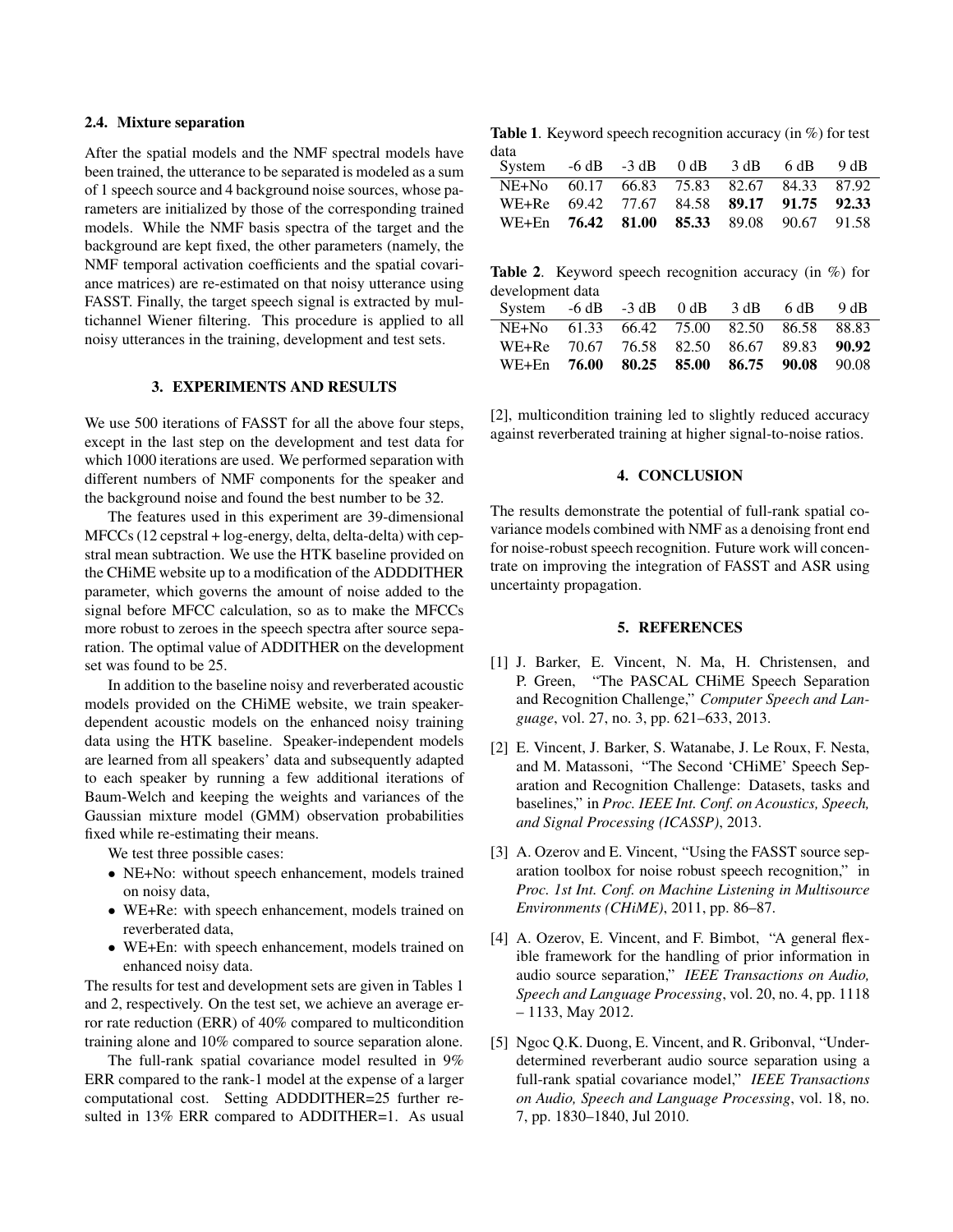### 2.4. Mixture separation

After the spatial models and the NMF spectral models have been trained, the utterance to be separated is modeled as a sum of 1 speech source and 4 background noise sources, whose parameters are initialized by those of the corresponding trained models. While the NMF basis spectra of the target and the background are kept fixed, the other parameters (namely, the NMF temporal activation coefficients and the spatial covariance matrices) are re-estimated on that noisy utterance using FASST. Finally, the target speech signal is extracted by multichannel Wiener filtering. This procedure is applied to all noisy utterances in the training, development and test sets.

## 3. EXPERIMENTS AND RESULTS

We use 500 iterations of FASST for all the above four steps, except in the last step on the development and test data for which 1000 iterations are used. We performed separation with different numbers of NMF components for the speaker and the background noise and found the best number to be 32.

The features used in this experiment are 39-dimensional MFCCs (12 cepstral + log-energy, delta, delta-delta) with cepstral mean subtraction. We use the HTK baseline provided on the CHiME website up to a modification of the ADDDITHER parameter, which governs the amount of noise added to the signal before MFCC calculation, so as to make the MFCCs more robust to zeroes in the speech spectra after source separation. The optimal value of ADDITHER on the development set was found to be 25.

In addition to the baseline noisy and reverberated acoustic models provided on the CHiME website, we train speaker-dependent acoustic models on the enhanced noisy training data using the HTK baseline. Speaker-independent models are learned from all speakers' data and subsequently adapted to each speaker by running a few additional iterations of Baum-Welch and keeping the weights and variances of the Gaussian mixture model (GMM) observation probabilities fixed while re-estimating their means.

We test three possible cases:

- NE+No: without speech enhancement, models trained on noisy data,
- WE+Re: with speech enhancement, models trained on reverberated data,
- WE+En: with speech enhancement, models trained on enhanced noisy data.

The results for test and development sets are given in Tables 1 and 2, respectively. On the test set, we achieve an average error rate reduction (ERR) of 40% compared to multicondition training alone and 10% compared to source separation alone.

The full-rank spatial covariance model resulted in 9% ERR compared to the rank-1 model at the expense of a larger computational cost. Setting ADDDITHER=25 further resulted in 13% ERR compared to ADDITHER=1. As usual [2], multicondition training led to slightly reduced accuracy against reverberated training at higher signal-to-noise ratios.

**Table 1**. Keyword speech recognition accuracy (in %) for test data

| System | -6 dB | -3 dB | 0 dB | 3 dB | 6 dB | 9 dB |
|---|---|---|---|---|---|---|
| NE+No | 60.17 | 66.83 | 75.83 | 82.67 | 84.33 | 87.92 |
| WE+Re | 69.42 | 77.67 | 84.58 | **89.17** | **91.75** | **92.33** |
| WE+En | **76.42** | **81.00** | **85.33** | 89.08 | 90.67 | 91.58 |

**Table 2**. Keyword speech recognition accuracy (in %) for development data

| System | -6 dB | -3 dB | 0 dB | 3 dB | 6 dB | 9 dB |
|---|---|---|---|---|---|---|
| NE+No | 61.33 | 66.42 | 75.00 | 82.50 | 86.58 | 88.83 |
| WE+Re | 70.67 | 76.58 | 82.50 | 86.67 | 89.83 | **90.92** |
| WE+En | **76.00** | **80.25** | **85.00** | **86.75** | **90.08** | 90.08 |

## 4. CONCLUSION

The results demonstrate the potential of full-rank spatial covariance models combined with NMF as a denoising front end for noise-robust speech recognition. Future work will concentrate on improving the integration of FASST and ASR using uncertainty propagation.

## 5. REFERENCES

[1] J. Barker, E. Vincent, N. Ma, H. Christensen, and P. Green, "The PASCAL CHiME Speech Separation and Recognition Challenge," *Computer Speech and Language*, vol. 27, no. 3, pp. 621–633, 2013.

[2] E. Vincent, J. Barker, S. Watanabe, J. Le Roux, F. Nesta, and M. Matassoni, "The Second 'CHiME' Speech Separation and Recognition Challenge: Datasets, tasks and baselines," in *Proc. IEEE Int. Conf. on Acoustics, Speech, and Signal Processing (ICASSP)*, 2013.

[3] A. Ozerov and E. Vincent, "Using the FASST source separation toolbox for noise robust speech recognition," in *Proc. 1st Int. Conf. on Machine Listening in Multisource Environments (CHiME)*, 2011, pp. 86–87.

[4] A. Ozerov, E. Vincent, and F. Bimbot, "A general flexible framework for the handling of prior information in audio source separation," *IEEE Transactions on Audio, Speech and Language Processing*, vol. 20, no. 4, pp. 1118 – 1133, May 2012.

[5] Ngoc Q.K. Duong, E. Vincent, and R. Gribonval, "Underdetermined reverberant audio source separation using a full-rank spatial covariance model," *IEEE Transactions on Audio, Speech and Language Processing*, vol. 18, no. 7, pp. 1830–1840, Jul 2010.